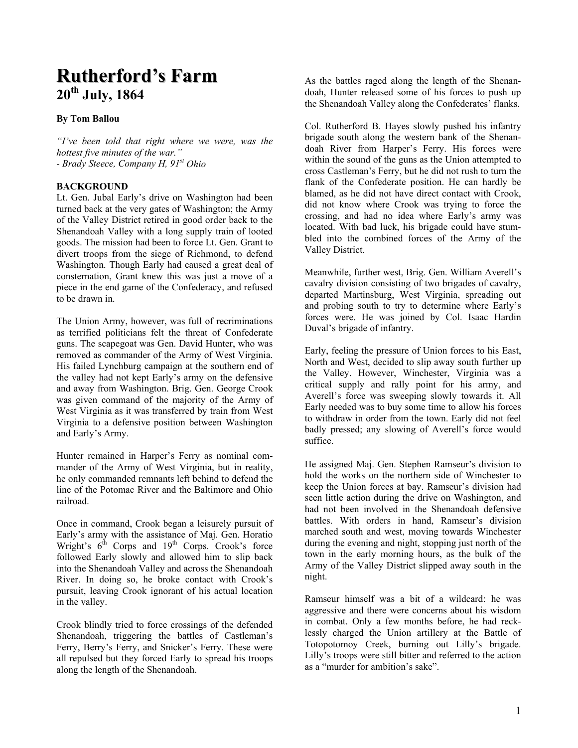# Rutherford's Farm

## 20th July, 1864

**By Tom Ballou**

*"I've been told that right where we were, was the hottest five minutes of the war."*
*- Brady Steece, Company H, 91st Ohio*

**BACKGROUND**

Lt. Gen. Jubal Early's drive on Washington had been turned back at the very gates of Washington; the Army of the Valley District retired in good order back to the Shenandoah Valley with a long supply train of looted goods. The mission had been to force Lt. Gen. Grant to divert troops from the siege of Richmond, to defend Washington. Though Early had caused a great deal of consternation, Grant knew this was just a move of a piece in the end game of the Confederacy, and refused to be drawn in.

The Union Army, however, was full of recriminations as terrified politicians felt the threat of Confederate guns. The scapegoat was Gen. David Hunter, who was removed as commander of the Army of West Virginia. His failed Lynchburg campaign at the southern end of the valley had not kept Early's army on the defensive and away from Washington. Brig. Gen. George Crook was given command of the majority of the Army of West Virginia as it was transferred by train from West Virginia to a defensive position between Washington and Early's Army.

Hunter remained in Harper's Ferry as nominal commander of the Army of West Virginia, but in reality, he only commanded remnants left behind to defend the line of the Potomac River and the Baltimore and Ohio railroad.

Once in command, Crook began a leisurely pursuit of Early's army with the assistance of Maj. Gen. Horatio Wright's 6th Corps and 19th Corps. Crook's force followed Early slowly and allowed him to slip back into the Shenandoah Valley and across the Shenandoah River. In doing so, he broke contact with Crook's pursuit, leaving Crook ignorant of his actual location in the valley.

Crook blindly tried to force crossings of the defended Shenandoah, triggering the battles of Castleman's Ferry, Berry's Ferry, and Snicker's Ferry. These were all repulsed but they forced Early to spread his troops along the length of the Shenandoah.

As the battles raged along the length of the Shenandoah, Hunter released some of his forces to push up the Shenandoah Valley along the Confederates' flanks.

Col. Rutherford B. Hayes slowly pushed his infantry brigade south along the western bank of the Shenandoah River from Harper's Ferry. His forces were within the sound of the guns as the Union attempted to cross Castleman's Ferry, but he did not rush to turn the flank of the Confederate position. He can hardly be blamed, as he did not have direct contact with Crook, did not know where Crook was trying to force the crossing, and had no idea where Early's army was located. With bad luck, his brigade could have stumbled into the combined forces of the Army of the Valley District.

Meanwhile, further west, Brig. Gen. William Averell's cavalry division consisting of two brigades of cavalry, departed Martinsburg, West Virginia, spreading out and probing south to try to determine where Early's forces were. He was joined by Col. Isaac Hardin Duval's brigade of infantry.

Early, feeling the pressure of Union forces to his East, North and West, decided to slip away south further up the Valley. However, Winchester, Virginia was a critical supply and rally point for his army, and Averell's force was sweeping slowly towards it. All Early needed was to buy some time to allow his forces to withdraw in order from the town. Early did not feel badly pressed; any slowing of Averell's force would suffice.

He assigned Maj. Gen. Stephen Ramseur's division to hold the works on the northern side of Winchester to keep the Union forces at bay. Ramseur's division had seen little action during the drive on Washington, and had not been involved in the Shenandoah defensive battles. With orders in hand, Ramseur's division marched south and west, moving towards Winchester during the evening and night, stopping just north of the town in the early morning hours, as the bulk of the Army of the Valley District slipped away south in the night.

Ramseur himself was a bit of a wildcard: he was aggressive and there were concerns about his wisdom in combat. Only a few months before, he had recklessly charged the Union artillery at the Battle of Totopotomoy Creek, burning out Lilly's brigade. Lilly's troops were still bitter and referred to the action as a "murder for ambition's sake".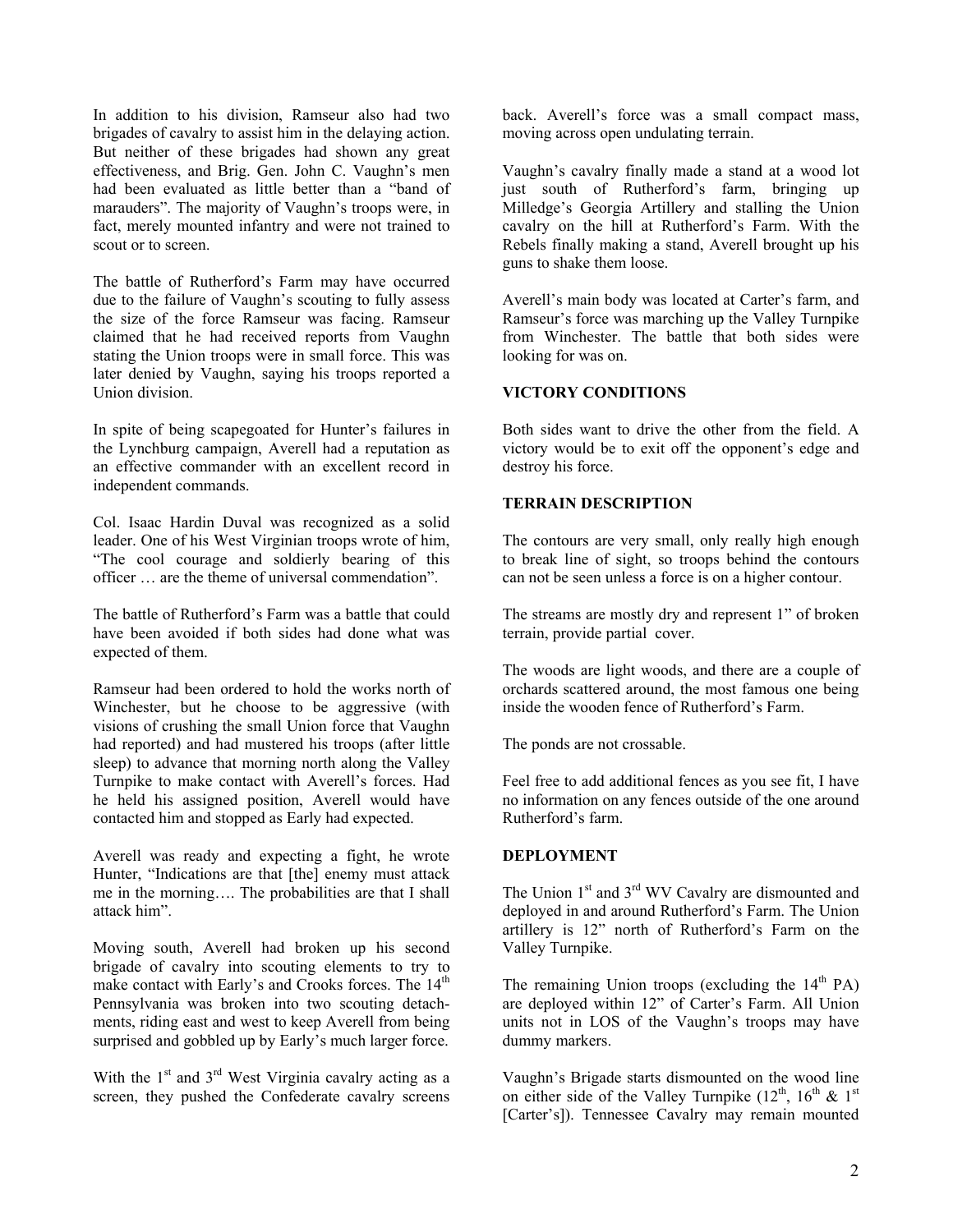In addition to his division, Ramseur also had two brigades of cavalry to assist him in the delaying action. But neither of these brigades had shown any great effectiveness, and Brig. Gen. John C. Vaughn's men had been evaluated as little better than a "band of marauders". The majority of Vaughn's troops were, in fact, merely mounted infantry and were not trained to scout or to screen.

The battle of Rutherford's Farm may have occurred due to the failure of Vaughn's scouting to fully assess the size of the force Ramseur was facing. Ramseur claimed that he had received reports from Vaughn stating the Union troops were in small force. This was later denied by Vaughn, saying his troops reported a Union division.

In spite of being scapegoated for Hunter's failures in the Lynchburg campaign, Averell had a reputation as an effective commander with an excellent record in independent commands.

Col. Isaac Hardin Duval was recognized as a solid leader. One of his West Virginian troops wrote of him, "The cool courage and soldierly bearing of this officer … are the theme of universal commendation".

The battle of Rutherford's Farm was a battle that could have been avoided if both sides had done what was expected of them.

Ramseur had been ordered to hold the works north of Winchester, but he choose to be aggressive (with visions of crushing the small Union force that Vaughn had reported) and had mustered his troops (after little sleep) to advance that morning north along the Valley Turnpike to make contact with Averell's forces. Had he held his assigned position, Averell would have contacted him and stopped as Early had expected.

Averell was ready and expecting a fight, he wrote Hunter, "Indications are that [the] enemy must attack me in the morning…. The probabilities are that I shall attack him".

Moving south, Averell had broken up his second brigade of cavalry into scouting elements to try to make contact with Early's and Crooks forces. The 14th Pennsylvania was broken into two scouting detachments, riding east and west to keep Averell from being surprised and gobbled up by Early's much larger force.

With the 1st and 3rd West Virginia cavalry acting as a screen, they pushed the Confederate cavalry screens back. Averell's force was a small compact mass, moving across open undulating terrain.

Vaughn's cavalry finally made a stand at a wood lot just south of Rutherford's farm, bringing up Milledge's Georgia Artillery and stalling the Union cavalry on the hill at Rutherford's Farm. With the Rebels finally making a stand, Averell brought up his guns to shake them loose.

Averell's main body was located at Carter's farm, and Ramseur's force was marching up the Valley Turnpike from Winchester. The battle that both sides were looking for was on.

## VICTORY CONDITIONS

Both sides want to drive the other from the field. A victory would be to exit off the opponent's edge and destroy his force.

## TERRAIN DESCRIPTION

The contours are very small, only really high enough to break line of sight, so troops behind the contours can not be seen unless a force is on a higher contour.

The streams are mostly dry and represent 1" of broken terrain, provide partial cover.

The woods are light woods, and there are a couple of orchards scattered around, the most famous one being inside the wooden fence of Rutherford's Farm.

The ponds are not crossable.

Feel free to add additional fences as you see fit, I have no information on any fences outside of the one around Rutherford's farm.

## DEPLOYMENT

The Union 1st and 3rd WV Cavalry are dismounted and deployed in and around Rutherford's Farm. The Union artillery is 12" north of Rutherford's Farm on the Valley Turnpike.

The remaining Union troops (excluding the 14th PA) are deployed within 12" of Carter's Farm. All Union units not in LOS of the Vaughn's troops may have dummy markers.

Vaughn's Brigade starts dismounted on the wood line on either side of the Valley Turnpike (12th, 16th & 1st [Carter's]). Tennessee Cavalry may remain mounted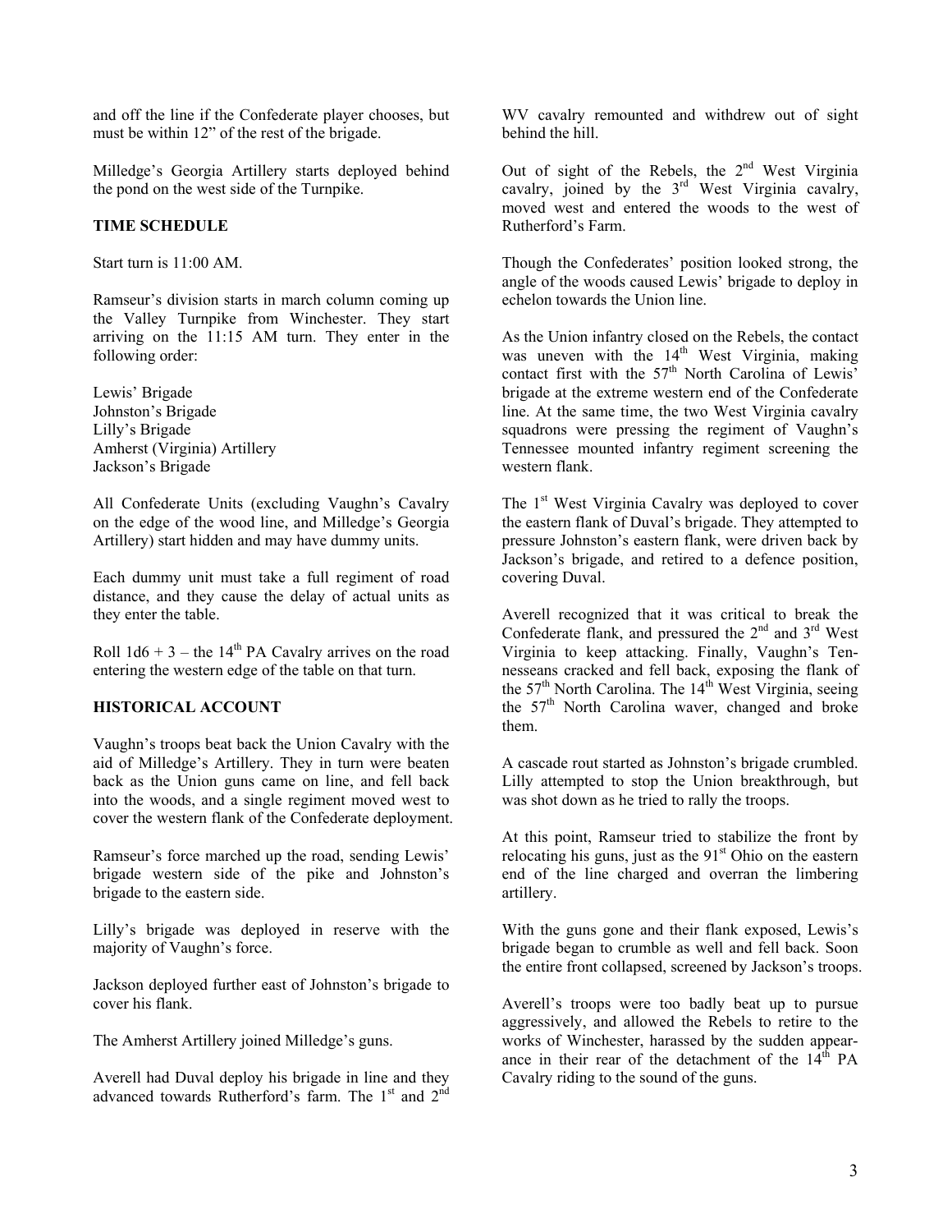and off the line if the Confederate player chooses, but must be within 12" of the rest of the brigade.

Milledge's Georgia Artillery starts deployed behind the pond on the west side of the Turnpike.

## TIME SCHEDULE

Start turn is 11:00 AM.

Ramseur's division starts in march column coming up the Valley Turnpike from Winchester. They start arriving on the 11:15 AM turn. They enter in the following order:

Lewis' Brigade
Johnston's Brigade
Lilly's Brigade
Amherst (Virginia) Artillery
Jackson's Brigade

All Confederate Units (excluding Vaughn's Cavalry on the edge of the wood line, and Milledge's Georgia Artillery) start hidden and may have dummy units.

Each dummy unit must take a full regiment of road distance, and they cause the delay of actual units as they enter the table.

Roll 1d6 + 3 – the 14th PA Cavalry arrives on the road entering the western edge of the table on that turn.

## HISTORICAL ACCOUNT

Vaughn's troops beat back the Union Cavalry with the aid of Milledge's Artillery. They in turn were beaten back as the Union guns came on line, and fell back into the woods, and a single regiment moved west to cover the western flank of the Confederate deployment.

Ramseur's force marched up the road, sending Lewis' brigade western side of the pike and Johnston's brigade to the eastern side.

Lilly's brigade was deployed in reserve with the majority of Vaughn's force.

Jackson deployed further east of Johnston's brigade to cover his flank.

The Amherst Artillery joined Milledge's guns.

Averell had Duval deploy his brigade in line and they advanced towards Rutherford's farm. The 1st and 2nd WV cavalry remounted and withdrew out of sight behind the hill.

Out of sight of the Rebels, the 2nd West Virginia cavalry, joined by the 3rd West Virginia cavalry, moved west and entered the woods to the west of Rutherford's Farm.

Though the Confederates' position looked strong, the angle of the woods caused Lewis' brigade to deploy in echelon towards the Union line.

As the Union infantry closed on the Rebels, the contact was uneven with the 14th West Virginia, making contact first with the 57th North Carolina of Lewis' brigade at the extreme western end of the Confederate line. At the same time, the two West Virginia cavalry squadrons were pressing the regiment of Vaughn's Tennessee mounted infantry regiment screening the western flank.

The 1st West Virginia Cavalry was deployed to cover the eastern flank of Duval's brigade. They attempted to pressure Johnston's eastern flank, were driven back by Jackson's brigade, and retired to a defence position, covering Duval.

Averell recognized that it was critical to break the Confederate flank, and pressured the 2nd and 3rd West Virginia to keep attacking. Finally, Vaughn's Tennesseans cracked and fell back, exposing the flank of the 57th North Carolina. The 14th West Virginia, seeing the 57th North Carolina waver, changed and broke them.

A cascade rout started as Johnston's brigade crumbled. Lilly attempted to stop the Union breakthrough, but was shot down as he tried to rally the troops.

At this point, Ramseur tried to stabilize the front by relocating his guns, just as the 91st Ohio on the eastern end of the line charged and overran the limbering artillery.

With the guns gone and their flank exposed, Lewis's brigade began to crumble as well and fell back. Soon the entire front collapsed, screened by Jackson's troops.

Averell's troops were too badly beat up to pursue aggressively, and allowed the Rebels to retire to the works of Winchester, harassed by the sudden appearance in their rear of the detachment of the 14th PA Cavalry riding to the sound of the guns.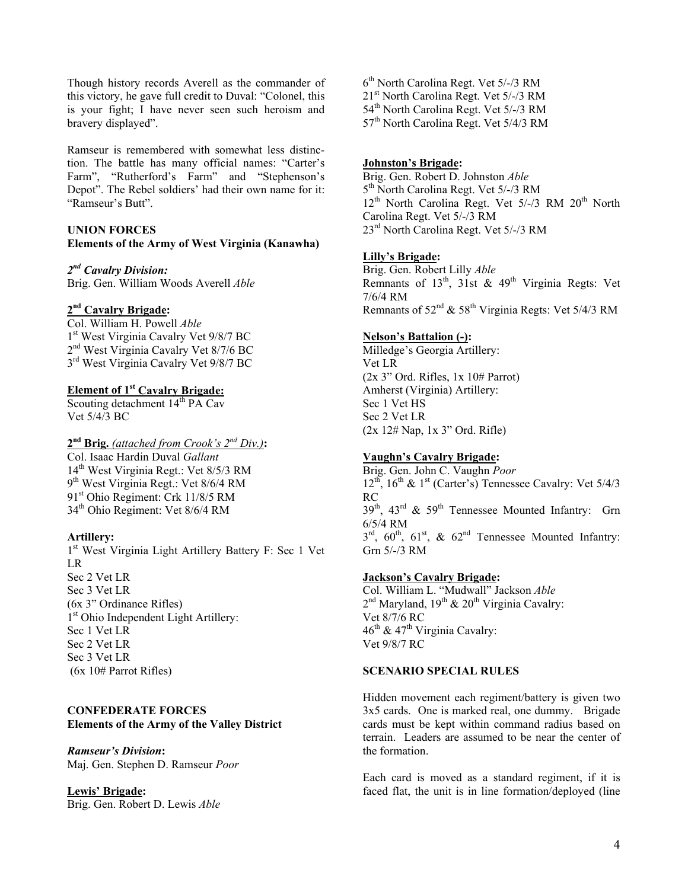Though history records Averell as the commander of this victory, he gave full credit to Duval: "Colonel, this is your fight; I have never seen such heroism and bravery displayed".

Ramseur is remembered with somewhat less distinction. The battle has many official names: "Carter's Farm", "Rutherford's Farm" and "Stephenson's Depot". The Rebel soldiers' had their own name for it: "Ramseur's Butt".

**UNION FORCES**
**Elements of the Army of West Virginia (Kanawha)**

***2nd Cavalry Division:***
Brig. Gen. William Woods Averell *Able*

**2nd Cavalry Brigade:**
Col. William H. Powell *Able*
1st West Virginia Cavalry Vet 9/8/7 BC
2nd West Virginia Cavalry Vet 8/7/6 BC
3rd West Virginia Cavalry Vet 9/8/7 BC

**Element of 1st Cavalry Brigade:**
Scouting detachment 14th PA Cav
Vet 5/4/3 BC

**2nd Brig.** *(attached from Crook's 2nd Div.)***:**
Col. Isaac Hardin Duval *Gallant*
14th West Virginia Regt.: Vet 8/5/3 RM
9th West Virginia Regt.: Vet 8/6/4 RM
91st Ohio Regiment: Crk 11/8/5 RM
34th Ohio Regiment: Vet 8/6/4 RM

**Artillery:**
1st West Virginia Light Artillery Battery F: Sec 1 Vet LR
Sec 2 Vet LR
Sec 3 Vet LR
(6x 3" Ordinance Rifles)
1st Ohio Independent Light Artillery:
Sec 1 Vet LR
Sec 2 Vet LR
Sec 3 Vet LR
(6x 10# Parrot Rifles)

**CONFEDERATE FORCES**
**Elements of the Army of the Valley District**

***Ramseur's Division*:**
Maj. Gen. Stephen D. Ramseur *Poor*

**Lewis' Brigade:**
Brig. Gen. Robert D. Lewis *Able*
6th North Carolina Regt. Vet 5/-/3 RM
21st North Carolina Regt. Vet 5/-/3 RM
54th North Carolina Regt. Vet 5/-/3 RM
57th North Carolina Regt. Vet 5/4/3 RM

**Johnston's Brigade:**
Brig. Gen. Robert D. Johnston *Able*
5th North Carolina Regt. Vet 5/-/3 RM
12th North Carolina Regt. Vet 5/-/3 RM 20th North Carolina Regt. Vet 5/-/3 RM
23rd North Carolina Regt. Vet 5/-/3 RM

**Lilly's Brigade:**
Brig. Gen. Robert Lilly *Able*
Remnants of 13th, 31st & 49th Virginia Regts: Vet 7/6/4 RM
Remnants of 52nd & 58th Virginia Regts: Vet 5/4/3 RM

**Nelson's Battalion (-):**
Milledge's Georgia Artillery:
Vet LR
(2x 3" Ord. Rifles, 1x 10# Parrot)
Amherst (Virginia) Artillery:
Sec 1 Vet HS
Sec 2 Vet LR
(2x 12# Nap, 1x 3" Ord. Rifle)

**Vaughn's Cavalry Brigade:**
Brig. Gen. John C. Vaughn *Poor*
12th, 16th & 1st (Carter's) Tennessee Cavalry: Vet 5/4/3 RC
39th, 43rd & 59th Tennessee Mounted Infantry: Grn 6/5/4 RM
3rd, 60th, 61st, & 62nd Tennessee Mounted Infantry: Grn 5/-/3 RM

**Jackson's Cavalry Brigade:**
Col. William L. "Mudwall" Jackson *Able*
2nd Maryland, 19th & 20th Virginia Cavalry:
Vet 8/7/6 RC
46th & 47th Virginia Cavalry:
Vet 9/8/7 RC

**SCENARIO SPECIAL RULES**

Hidden movement each regiment/battery is given two 3x5 cards. One is marked real, one dummy. Brigade cards must be kept within command radius based on terrain. Leaders are assumed to be near the center of the formation.

Each card is moved as a standard regiment, if it is faced flat, the unit is in line formation/deployed (line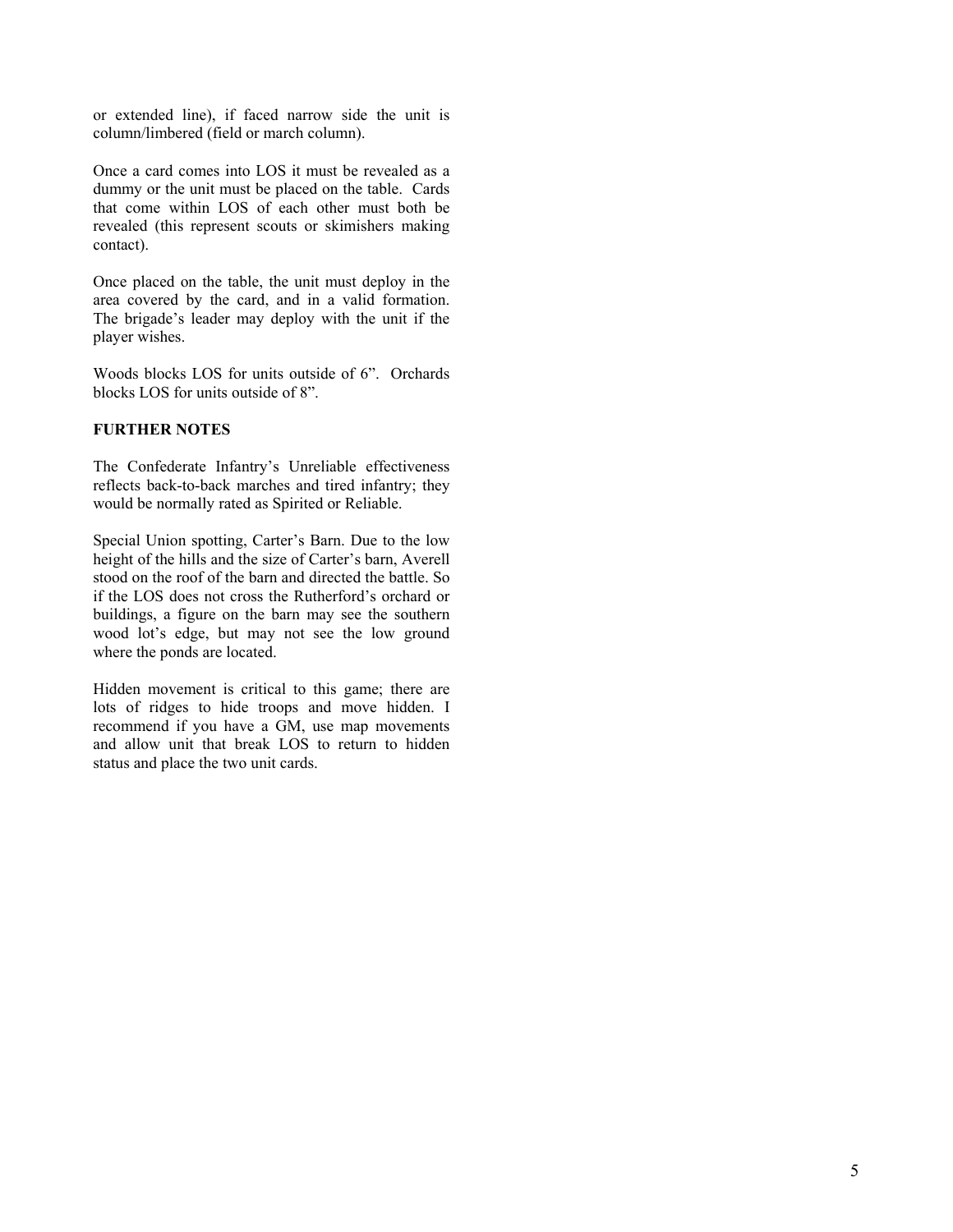or extended line), if faced narrow side the unit is column/limbered (field or march column).

Once a card comes into LOS it must be revealed as a dummy or the unit must be placed on the table. Cards that come within LOS of each other must both be revealed (this represent scouts or skimishers making contact).

Once placed on the table, the unit must deploy in the area covered by the card, and in a valid formation. The brigade's leader may deploy with the unit if the player wishes.

Woods blocks LOS for units outside of 6". Orchards blocks LOS for units outside of 8".

**FURTHER NOTES**

The Confederate Infantry's Unreliable effectiveness reflects back-to-back marches and tired infantry; they would be normally rated as Spirited or Reliable.

Special Union spotting, Carter's Barn. Due to the low height of the hills and the size of Carter's barn, Averell stood on the roof of the barn and directed the battle. So if the LOS does not cross the Rutherford's orchard or buildings, a figure on the barn may see the southern wood lot's edge, but may not see the low ground where the ponds are located.

Hidden movement is critical to this game; there are lots of ridges to hide troops and move hidden. I recommend if you have a GM, use map movements and allow unit that break LOS to return to hidden status and place the two unit cards.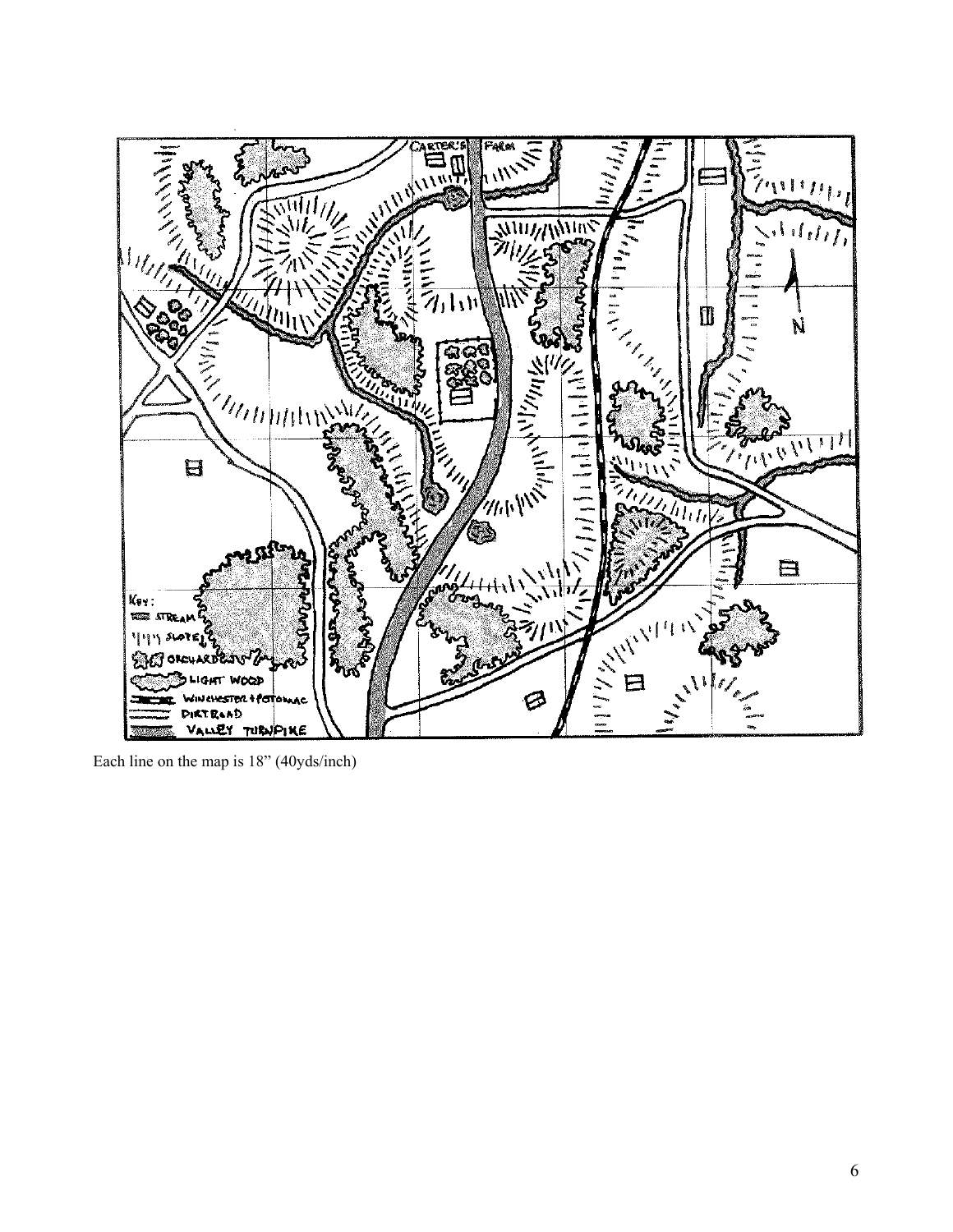CARTER'S FARM

N

KEY:
STREAM
SLOPES
ORCHARDS
LIGHT WOOD
WINCHESTER & POTOMAC
DIRT ROAD
VALLEY TURNPIKE

Each line on the map is 18" (40yds/inch)